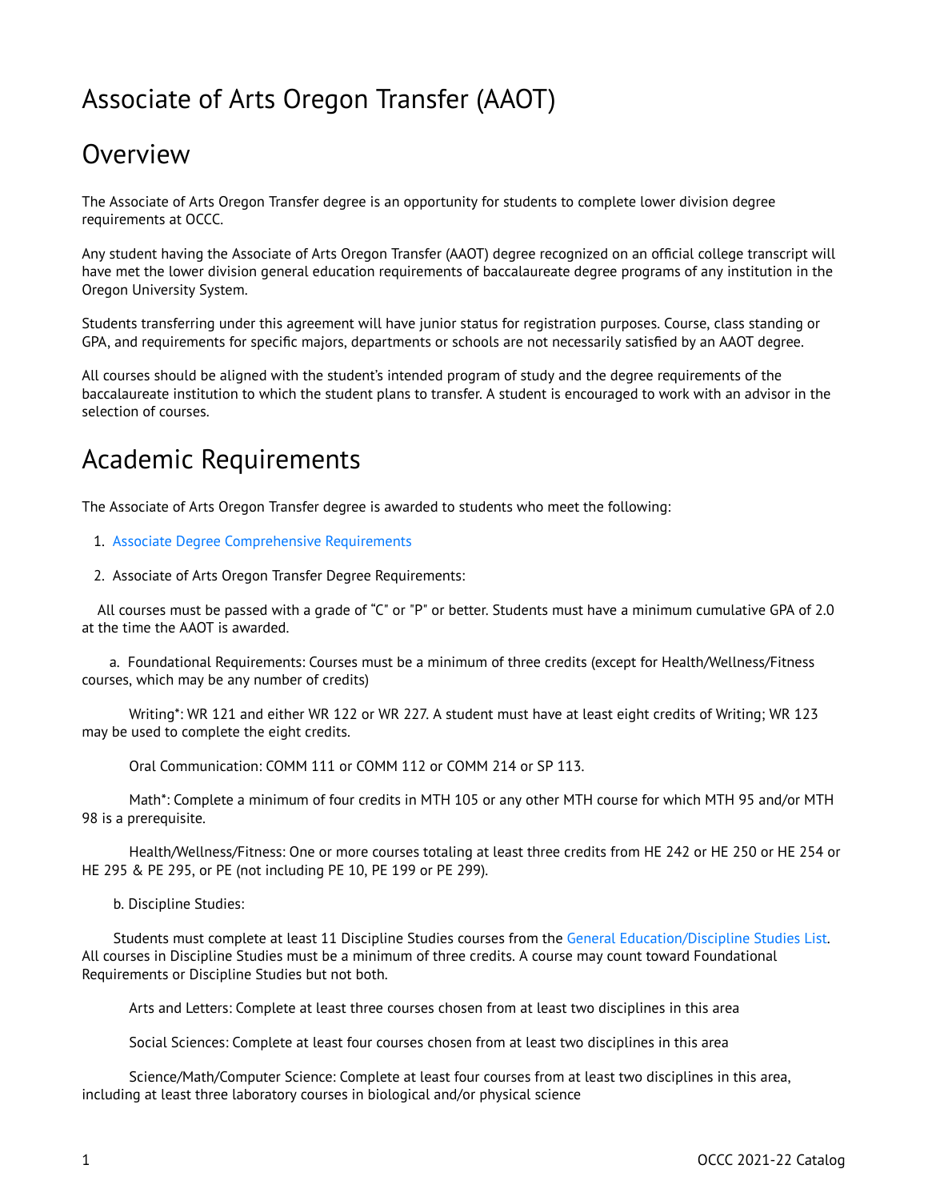# Associate of Arts Oregon Transfer (AAOT)

## Overview

The Associate of Arts Oregon Transfer degree is an opportunity for students to complete lower division degree requirements at OCCC.

Any student having the Associate of Arts Oregon Transfer (AAOT) degree recognized on an official college transcript will have met the lower division general education requirements of baccalaureate degree programs of any institution in the Oregon University System.

Students transferring under this agreement will have junior status for registration purposes. Course, class standing or GPA, and requirements for specific majors, departments or schools are not necessarily satisfied by an AAOT degree.

All courses should be aligned with the student's intended program of study and the degree requirements of the baccalaureate institution to which the student plans to transfer. A student is encouraged to work with an advisor in the selection of courses.

## Academic Requirements

The Associate of Arts Oregon Transfer degree is awarded to students who meet the following:

1. Associate Degree Comprehensive Requirements
2. Associate of Arts Oregon Transfer Degree Requirements:

All courses must be passed with a grade of "C" or "P" or better. Students must have a minimum cumulative GPA of 2.0 at the time the AAOT is awarded.

a. Foundational Requirements: Courses must be a minimum of three credits (except for Health/Wellness/Fitness courses, which may be any number of credits)

Writing*: WR 121 and either WR 122 or WR 227. A student must have at least eight credits of Writing; WR 123 may be used to complete the eight credits.

Oral Communication: COMM 111 or COMM 112 or COMM 214 or SP 113.

Math*: Complete a minimum of four credits in MTH 105 or any other MTH course for which MTH 95 and/or MTH 98 is a prerequisite.

Health/Wellness/Fitness: One or more courses totaling at least three credits from HE 242 or HE 250 or HE 254 or HE 295 & PE 295, or PE (not including PE 10, PE 199 or PE 299).

b. Discipline Studies:

Students must complete at least 11 Discipline Studies courses from the General Education/Discipline Studies List. All courses in Discipline Studies must be a minimum of three credits. A course may count toward Foundational Requirements or Discipline Studies but not both.

Arts and Letters: Complete at least three courses chosen from at least two disciplines in this area

Social Sciences: Complete at least four courses chosen from at least two disciplines in this area

Science/Math/Computer Science: Complete at least four courses from at least two disciplines in this area, including at least three laboratory courses in biological and/or physical science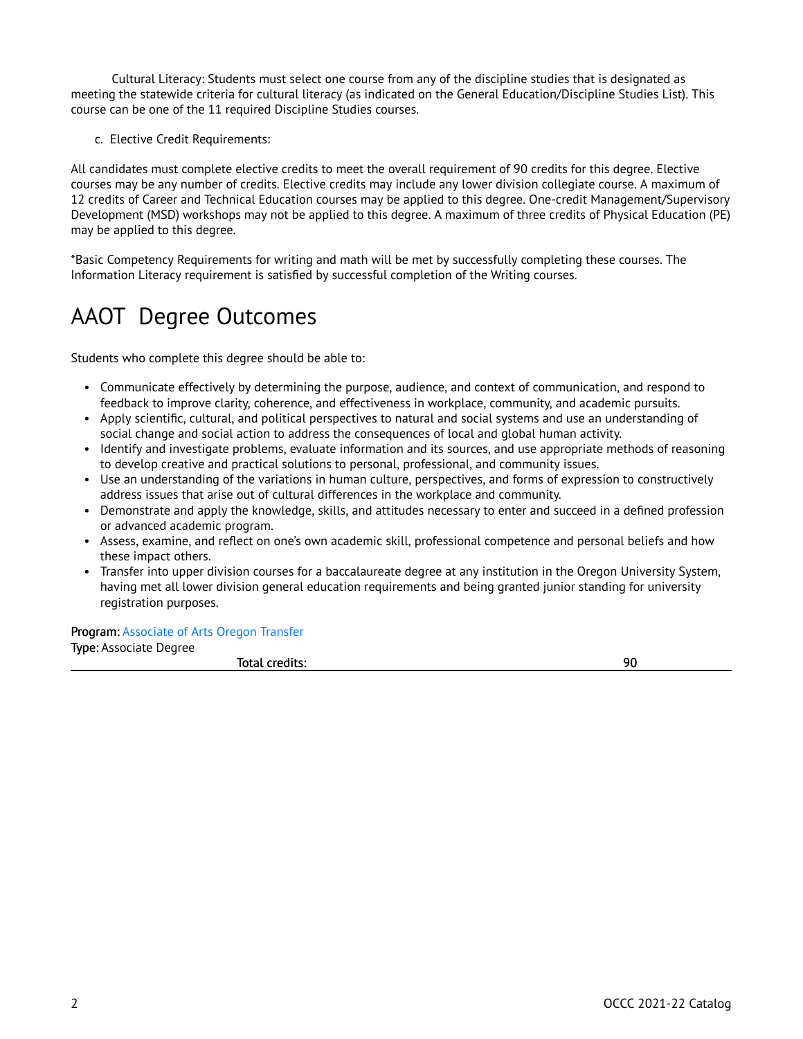Cultural Literacy: Students must select one course from any of the discipline studies that is designated as meeting the statewide criteria for cultural literacy (as indicated on the General Education/Discipline Studies List). This course can be one of the 11 required Discipline Studies courses.

c. Elective Credit Requirements:

All candidates must complete elective credits to meet the overall requirement of 90 credits for this degree. Elective courses may be any number of credits. Elective credits may include any lower division collegiate course. A maximum of 12 credits of Career and Technical Education courses may be applied to this degree. One-credit Management/Supervisory Development (MSD) workshops may not be applied to this degree. A maximum of three credits of Physical Education (PE) may be applied to this degree.

*Basic Competency Requirements for writing and math will be met by successfully completing these courses. The Information Literacy requirement is satisfied by successful completion of the Writing courses.

# AAOT Degree Outcomes

Students who complete this degree should be able to:

- Communicate effectively by determining the purpose, audience, and context of communication, and respond to feedback to improve clarity, coherence, and effectiveness in workplace, community, and academic pursuits.
- Apply scientific, cultural, and political perspectives to natural and social systems and use an understanding of social change and social action to address the consequences of local and global human activity.
- Identify and investigate problems, evaluate information and its sources, and use appropriate methods of reasoning to develop creative and practical solutions to personal, professional, and community issues.
- Use an understanding of the variations in human culture, perspectives, and forms of expression to constructively address issues that arise out of cultural differences in the workplace and community.
- Demonstrate and apply the knowledge, skills, and attitudes necessary to enter and succeed in a defined profession or advanced academic program.
- Assess, examine, and reflect on one's own academic skill, professional competence and personal beliefs and how these impact others.
- Transfer into upper division courses for a baccalaureate degree at any institution in the Oregon University System, having met all lower division general education requirements and being granted junior standing for university registration purposes.

**Program:** Associate of Arts Oregon Transfer
**Type:** Associate Degree

| | |
|---|---|
| **Total credits:** | 90 |